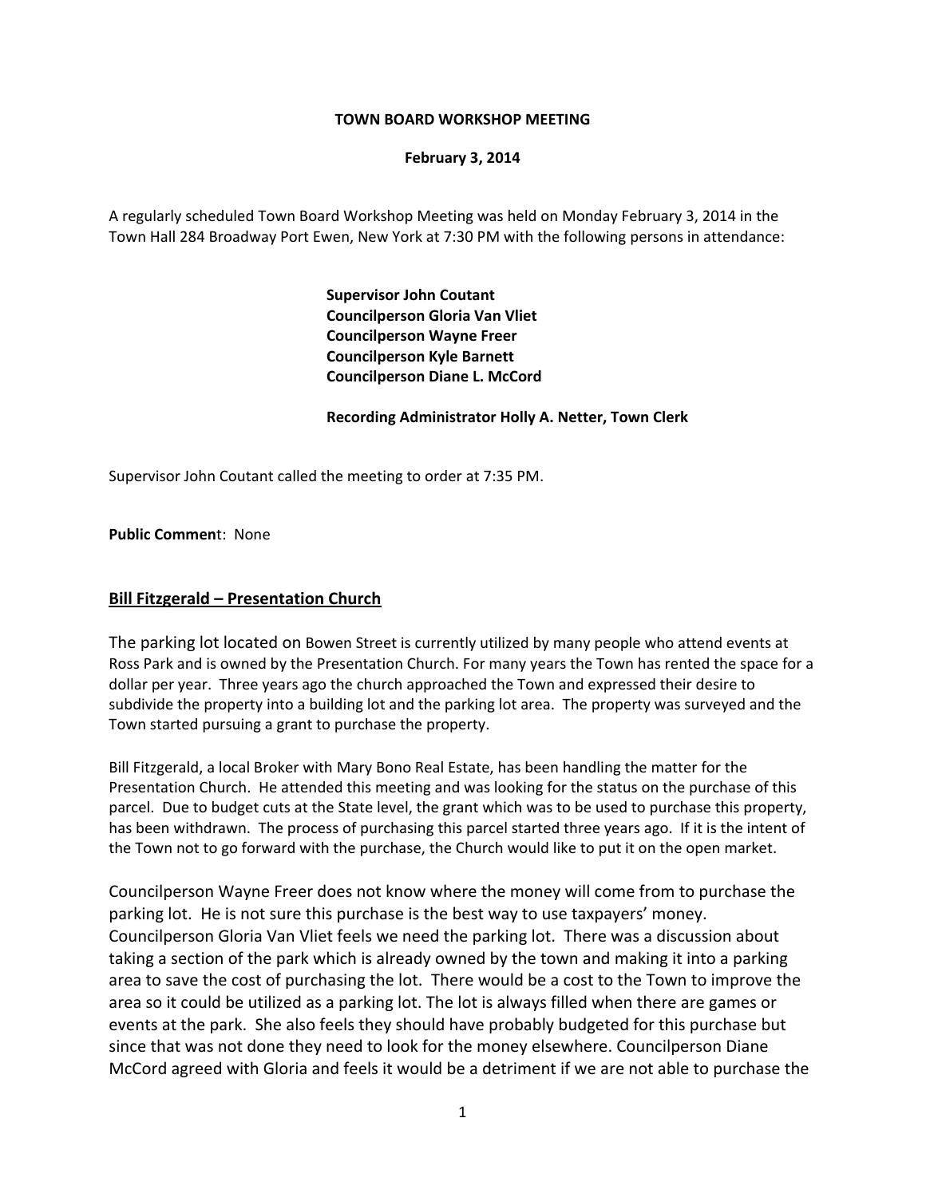**TOWN BOARD WORKSHOP MEETING**

**February 3, 2014**

A regularly scheduled Town Board Workshop Meeting was held on Monday February 3, 2014 in the Town Hall 284 Broadway Port Ewen, New York at 7:30 PM with the following persons in attendance:

**Supervisor John Coutant**
**Councilperson Gloria Van Vliet**
**Councilperson Wayne Freer**
**Councilperson Kyle Barnett**
**Councilperson Diane L. McCord**

**Recording Administrator Holly A. Netter, Town Clerk**

Supervisor John Coutant called the meeting to order at 7:35 PM.

**Public Commen**t: None

## Bill Fitzgerald – Presentation Church

The parking lot located on Bowen Street is currently utilized by many people who attend events at Ross Park and is owned by the Presentation Church. For many years the Town has rented the space for a dollar per year. Three years ago the church approached the Town and expressed their desire to subdivide the property into a building lot and the parking lot area. The property was surveyed and the Town started pursuing a grant to purchase the property.

Bill Fitzgerald, a local Broker with Mary Bono Real Estate, has been handling the matter for the Presentation Church. He attended this meeting and was looking for the status on the purchase of this parcel. Due to budget cuts at the State level, the grant which was to be used to purchase this property, has been withdrawn. The process of purchasing this parcel started three years ago. If it is the intent of the Town not to go forward with the purchase, the Church would like to put it on the open market.

Councilperson Wayne Freer does not know where the money will come from to purchase the parking lot. He is not sure this purchase is the best way to use taxpayers' money. Councilperson Gloria Van Vliet feels we need the parking lot. There was a discussion about taking a section of the park which is already owned by the town and making it into a parking area to save the cost of purchasing the lot. There would be a cost to the Town to improve the area so it could be utilized as a parking lot. The lot is always filled when there are games or events at the park. She also feels they should have probably budgeted for this purchase but since that was not done they need to look for the money elsewhere. Councilperson Diane McCord agreed with Gloria and feels it would be a detriment if we are not able to purchase the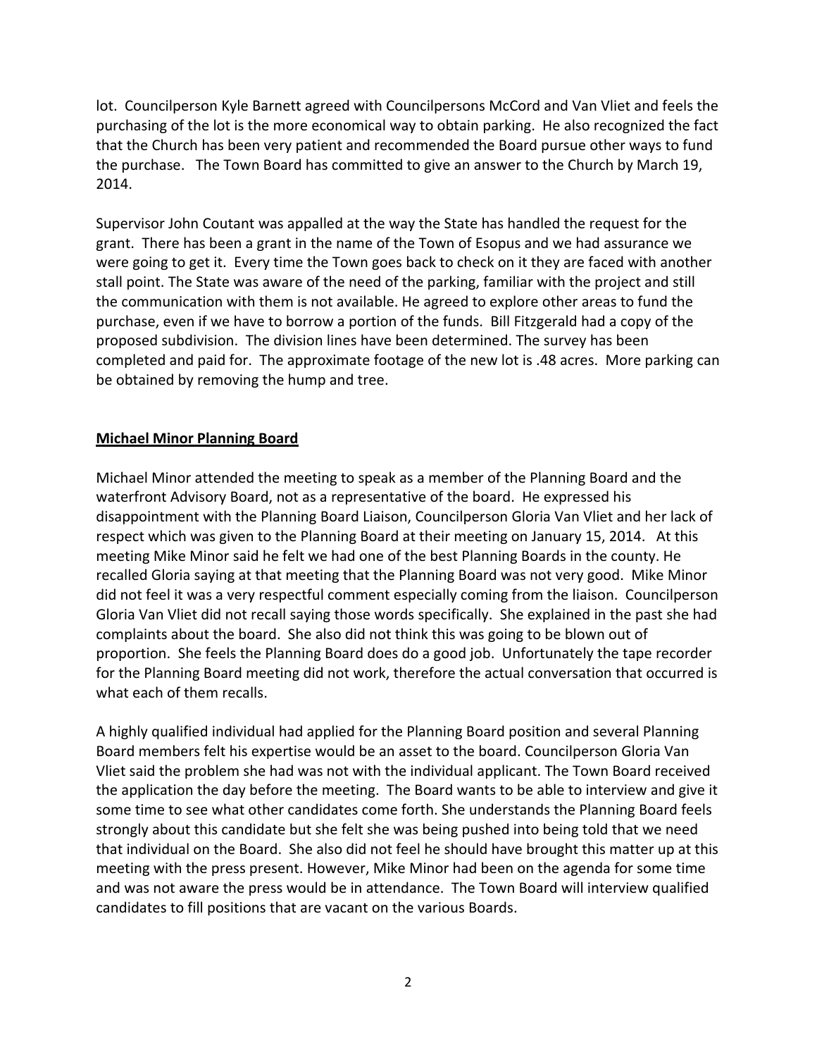lot. Councilperson Kyle Barnett agreed with Councilpersons McCord and Van Vliet and feels the purchasing of the lot is the more economical way to obtain parking. He also recognized the fact that the Church has been very patient and recommended the Board pursue other ways to fund the purchase. The Town Board has committed to give an answer to the Church by March 19, 2014.

Supervisor John Coutant was appalled at the way the State has handled the request for the grant. There has been a grant in the name of the Town of Esopus and we had assurance we were going to get it. Every time the Town goes back to check on it they are faced with another stall point. The State was aware of the need of the parking, familiar with the project and still the communication with them is not available. He agreed to explore other areas to fund the purchase, even if we have to borrow a portion of the funds. Bill Fitzgerald had a copy of the proposed subdivision. The division lines have been determined. The survey has been completed and paid for. The approximate footage of the new lot is .48 acres. More parking can be obtained by removing the hump and tree.

**Michael Minor Planning Board**

Michael Minor attended the meeting to speak as a member of the Planning Board and the waterfront Advisory Board, not as a representative of the board. He expressed his disappointment with the Planning Board Liaison, Councilperson Gloria Van Vliet and her lack of respect which was given to the Planning Board at their meeting on January 15, 2014. At this meeting Mike Minor said he felt we had one of the best Planning Boards in the county. He recalled Gloria saying at that meeting that the Planning Board was not very good. Mike Minor did not feel it was a very respectful comment especially coming from the liaison. Councilperson Gloria Van Vliet did not recall saying those words specifically. She explained in the past she had complaints about the board. She also did not think this was going to be blown out of proportion. She feels the Planning Board does do a good job. Unfortunately the tape recorder for the Planning Board meeting did not work, therefore the actual conversation that occurred is what each of them recalls.

A highly qualified individual had applied for the Planning Board position and several Planning Board members felt his expertise would be an asset to the board. Councilperson Gloria Van Vliet said the problem she had was not with the individual applicant. The Town Board received the application the day before the meeting. The Board wants to be able to interview and give it some time to see what other candidates come forth. She understands the Planning Board feels strongly about this candidate but she felt she was being pushed into being told that we need that individual on the Board. She also did not feel he should have brought this matter up at this meeting with the press present. However, Mike Minor had been on the agenda for some time and was not aware the press would be in attendance. The Town Board will interview qualified candidates to fill positions that are vacant on the various Boards.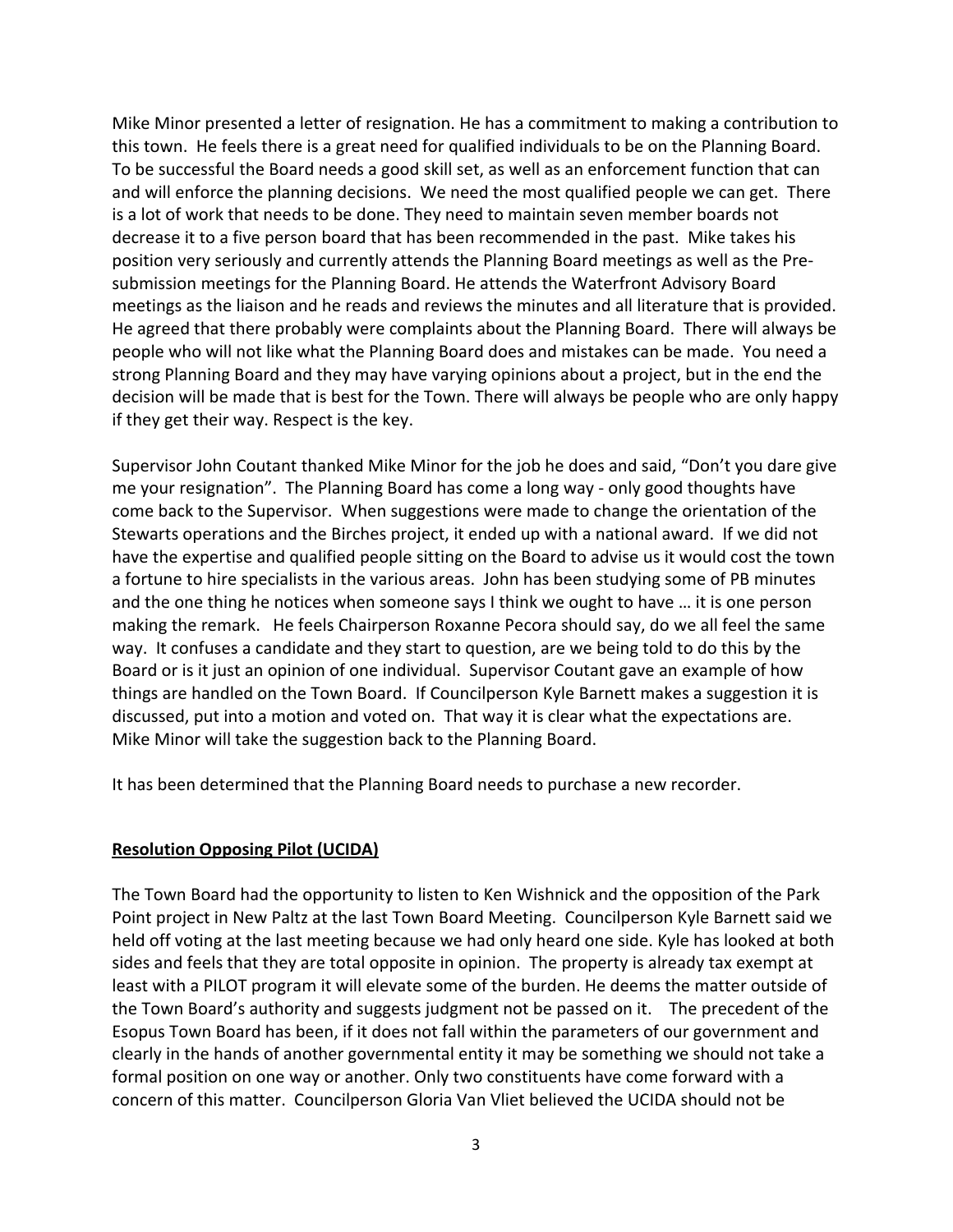Mike Minor presented a letter of resignation. He has a commitment to making a contribution to this town. He feels there is a great need for qualified individuals to be on the Planning Board. To be successful the Board needs a good skill set, as well as an enforcement function that can and will enforce the planning decisions. We need the most qualified people we can get. There is a lot of work that needs to be done. They need to maintain seven member boards not decrease it to a five person board that has been recommended in the past. Mike takes his position very seriously and currently attends the Planning Board meetings as well as the Pre-submission meetings for the Planning Board. He attends the Waterfront Advisory Board meetings as the liaison and he reads and reviews the minutes and all literature that is provided. He agreed that there probably were complaints about the Planning Board. There will always be people who will not like what the Planning Board does and mistakes can be made. You need a strong Planning Board and they may have varying opinions about a project, but in the end the decision will be made that is best for the Town. There will always be people who are only happy if they get their way. Respect is the key.

Supervisor John Coutant thanked Mike Minor for the job he does and said, "Don't you dare give me your resignation". The Planning Board has come a long way - only good thoughts have come back to the Supervisor. When suggestions were made to change the orientation of the Stewarts operations and the Birches project, it ended up with a national award. If we did not have the expertise and qualified people sitting on the Board to advise us it would cost the town a fortune to hire specialists in the various areas. John has been studying some of PB minutes and the one thing he notices when someone says I think we ought to have … it is one person making the remark. He feels Chairperson Roxanne Pecora should say, do we all feel the same way. It confuses a candidate and they start to question, are we being told to do this by the Board or is it just an opinion of one individual. Supervisor Coutant gave an example of how things are handled on the Town Board. If Councilperson Kyle Barnett makes a suggestion it is discussed, put into a motion and voted on. That way it is clear what the expectations are. Mike Minor will take the suggestion back to the Planning Board.

It has been determined that the Planning Board needs to purchase a new recorder.

**Resolution Opposing Pilot (UCIDA)**

The Town Board had the opportunity to listen to Ken Wishnick and the opposition of the Park Point project in New Paltz at the last Town Board Meeting. Councilperson Kyle Barnett said we held off voting at the last meeting because we had only heard one side. Kyle has looked at both sides and feels that they are total opposite in opinion. The property is already tax exempt at least with a PILOT program it will elevate some of the burden. He deems the matter outside of the Town Board's authority and suggests judgment not be passed on it. The precedent of the Esopus Town Board has been, if it does not fall within the parameters of our government and clearly in the hands of another governmental entity it may be something we should not take a formal position on one way or another. Only two constituents have come forward with a concern of this matter. Councilperson Gloria Van Vliet believed the UCIDA should not be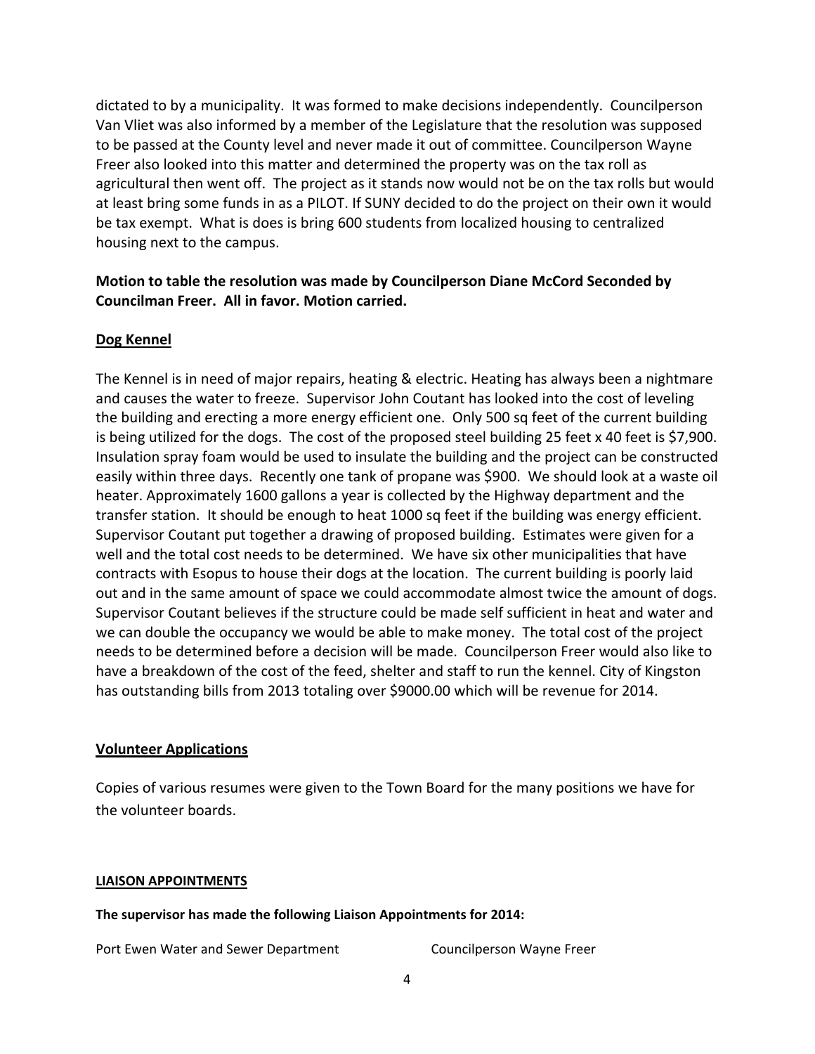dictated to by a municipality. It was formed to make decisions independently. Councilperson Van Vliet was also informed by a member of the Legislature that the resolution was supposed to be passed at the County level and never made it out of committee. Councilperson Wayne Freer also looked into this matter and determined the property was on the tax roll as agricultural then went off. The project as it stands now would not be on the tax rolls but would at least bring some funds in as a PILOT. If SUNY decided to do the project on their own it would be tax exempt. What is does is bring 600 students from localized housing to centralized housing next to the campus.

**Motion to table the resolution was made by Councilperson Diane McCord Seconded by Councilman Freer. All in favor. Motion carried.**

**Dog Kennel**

The Kennel is in need of major repairs, heating & electric. Heating has always been a nightmare and causes the water to freeze. Supervisor John Coutant has looked into the cost of leveling the building and erecting a more energy efficient one. Only 500 sq feet of the current building is being utilized for the dogs. The cost of the proposed steel building 25 feet x 40 feet is $7,900. Insulation spray foam would be used to insulate the building and the project can be constructed easily within three days. Recently one tank of propane was $900. We should look at a waste oil heater. Approximately 1600 gallons a year is collected by the Highway department and the transfer station. It should be enough to heat 1000 sq feet if the building was energy efficient. Supervisor Coutant put together a drawing of proposed building. Estimates were given for a well and the total cost needs to be determined. We have six other municipalities that have contracts with Esopus to house their dogs at the location. The current building is poorly laid out and in the same amount of space we could accommodate almost twice the amount of dogs. Supervisor Coutant believes if the structure could be made self sufficient in heat and water and we can double the occupancy we would be able to make money. The total cost of the project needs to be determined before a decision will be made. Councilperson Freer would also like to have a breakdown of the cost of the feed, shelter and staff to run the kennel. City of Kingston has outstanding bills from 2013 totaling over $9000.00 which will be revenue for 2014.

**Volunteer Applications**

Copies of various resumes were given to the Town Board for the many positions we have for the volunteer boards.

**LIAISON APPOINTMENTS**

**The supervisor has made the following Liaison Appointments for 2014:**

| | |
|---|---|
| Port Ewen Water and Sewer Department | Councilperson Wayne Freer |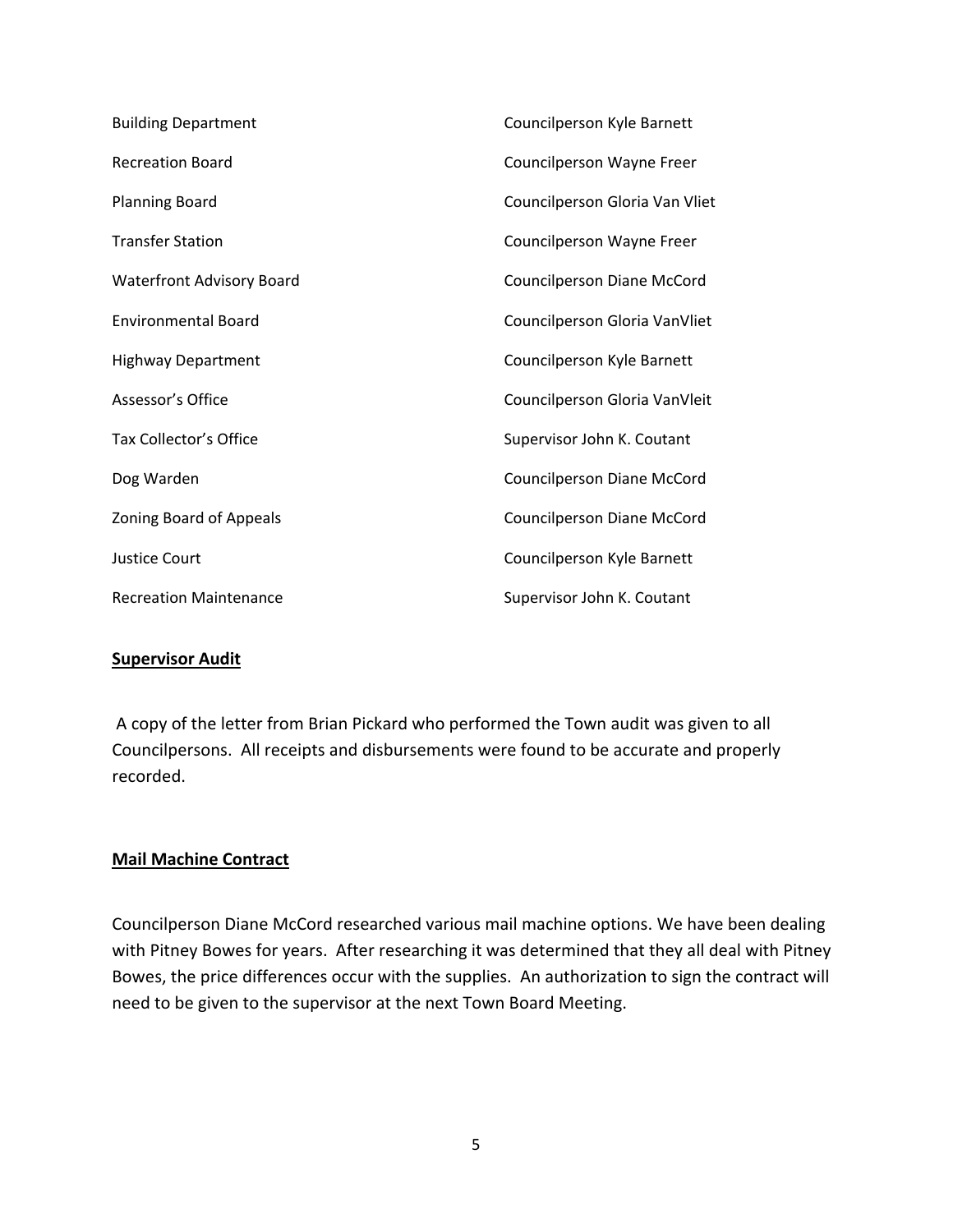| | |
|---|---|
| Building Department | Councilperson Kyle Barnett |
| Recreation Board | Councilperson Wayne Freer |
| Planning Board | Councilperson Gloria Van Vliet |
| Transfer Station | Councilperson Wayne Freer |
| Waterfront Advisory Board | Councilperson Diane McCord |
| Environmental Board | Councilperson Gloria VanVliet |
| Highway Department | Councilperson Kyle Barnett |
| Assessor's Office | Councilperson Gloria VanVleit |
| Tax Collector's Office | Supervisor John K. Coutant |
| Dog Warden | Councilperson Diane McCord |
| Zoning Board of Appeals | Councilperson Diane McCord |
| Justice Court | Councilperson Kyle Barnett |
| Recreation Maintenance | Supervisor John K. Coutant |

**Supervisor Audit**

A copy of the letter from Brian Pickard who performed the Town audit was given to all Councilpersons. All receipts and disbursements were found to be accurate and properly recorded.

**Mail Machine Contract**

Councilperson Diane McCord researched various mail machine options. We have been dealing with Pitney Bowes for years. After researching it was determined that they all deal with Pitney Bowes, the price differences occur with the supplies. An authorization to sign the contract will need to be given to the supervisor at the next Town Board Meeting.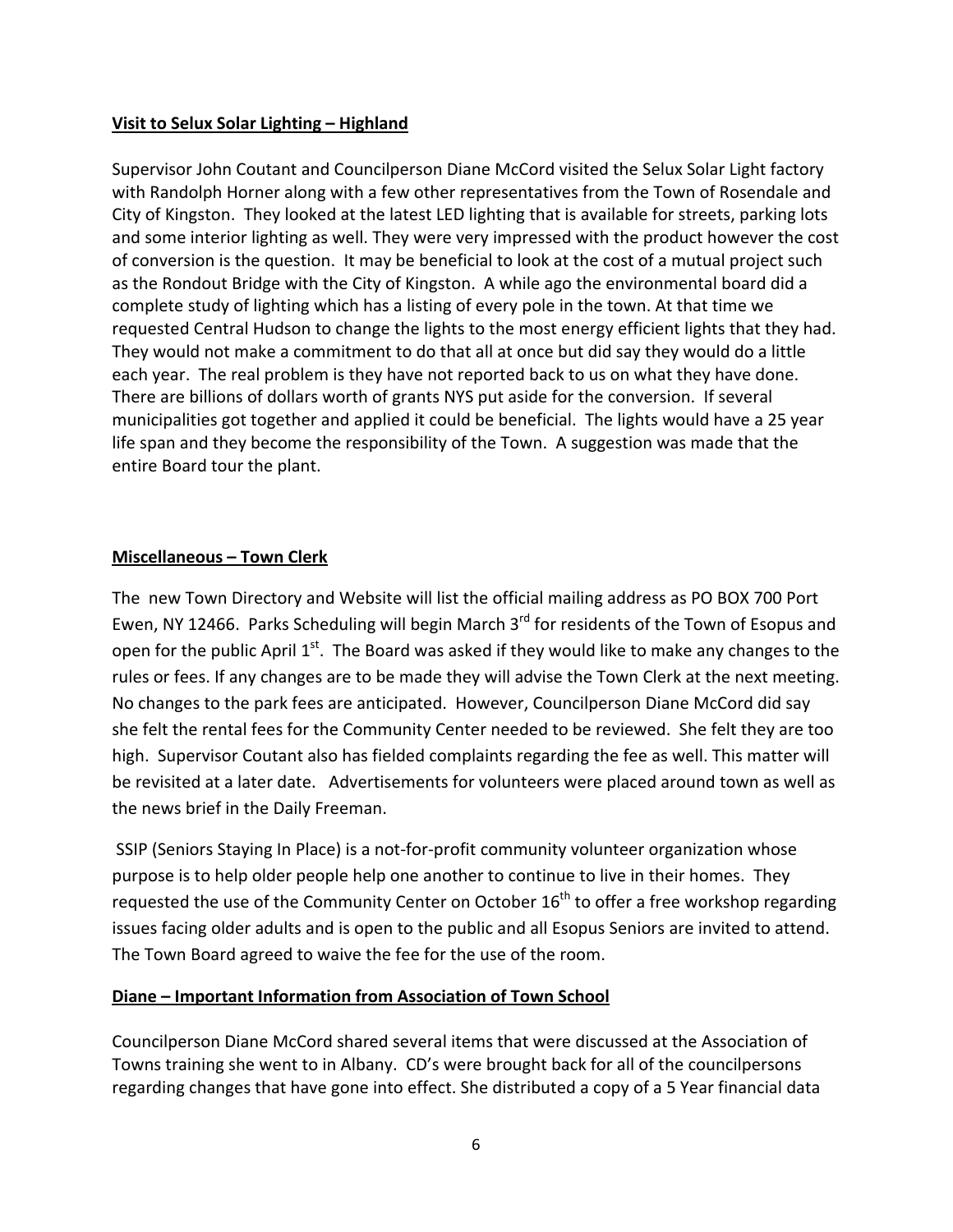**Visit to Selux Solar Lighting – Highland**

Supervisor John Coutant and Councilperson Diane McCord visited the Selux Solar Light factory with Randolph Horner along with a few other representatives from the Town of Rosendale and City of Kingston. They looked at the latest LED lighting that is available for streets, parking lots and some interior lighting as well. They were very impressed with the product however the cost of conversion is the question. It may be beneficial to look at the cost of a mutual project such as the Rondout Bridge with the City of Kingston. A while ago the environmental board did a complete study of lighting which has a listing of every pole in the town. At that time we requested Central Hudson to change the lights to the most energy efficient lights that they had. They would not make a commitment to do that all at once but did say they would do a little each year. The real problem is they have not reported back to us on what they have done. There are billions of dollars worth of grants NYS put aside for the conversion. If several municipalities got together and applied it could be beneficial. The lights would have a 25 year life span and they become the responsibility of the Town. A suggestion was made that the entire Board tour the plant.

**Miscellaneous – Town Clerk**

The new Town Directory and Website will list the official mailing address as PO BOX 700 Port Ewen, NY 12466. Parks Scheduling will begin March 3rd for residents of the Town of Esopus and open for the public April 1st. The Board was asked if they would like to make any changes to the rules or fees. If any changes are to be made they will advise the Town Clerk at the next meeting. No changes to the park fees are anticipated. However, Councilperson Diane McCord did say she felt the rental fees for the Community Center needed to be reviewed. She felt they are too high. Supervisor Coutant also has fielded complaints regarding the fee as well. This matter will be revisited at a later date. Advertisements for volunteers were placed around town as well as the news brief in the Daily Freeman.

SSIP (Seniors Staying In Place) is a not-for-profit community volunteer organization whose purpose is to help older people help one another to continue to live in their homes. They requested the use of the Community Center on October 16th to offer a free workshop regarding issues facing older adults and is open to the public and all Esopus Seniors are invited to attend. The Town Board agreed to waive the fee for the use of the room.

**Diane – Important Information from Association of Town School**

Councilperson Diane McCord shared several items that were discussed at the Association of Towns training she went to in Albany. CD's were brought back for all of the councilpersons regarding changes that have gone into effect. She distributed a copy of a 5 Year financial data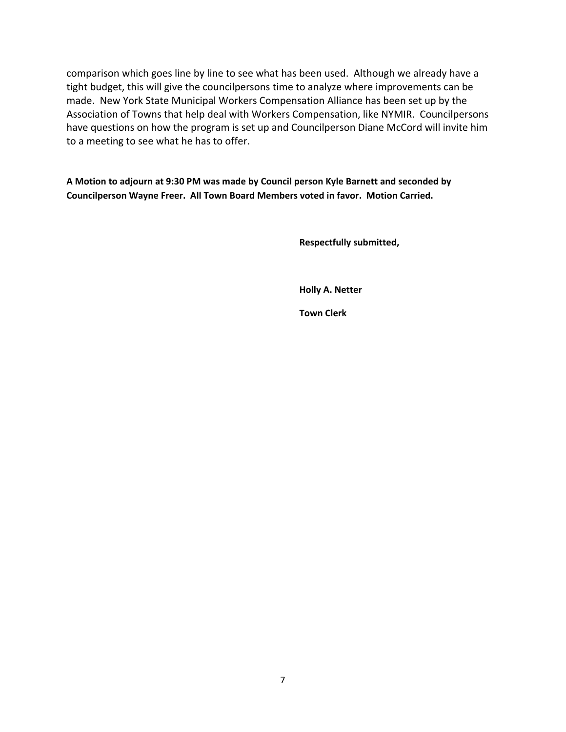comparison which goes line by line to see what has been used. Although we already have a tight budget, this will give the councilpersons time to analyze where improvements can be made. New York State Municipal Workers Compensation Alliance has been set up by the Association of Towns that help deal with Workers Compensation, like NYMIR. Councilpersons have questions on how the program is set up and Councilperson Diane McCord will invite him to a meeting to see what he has to offer.

**A Motion to adjourn at 9:30 PM was made by Council person Kyle Barnett and seconded by Councilperson Wayne Freer. All Town Board Members voted in favor. Motion Carried.**

**Respectfully submitted,**

**Holly A. Netter**

**Town Clerk**